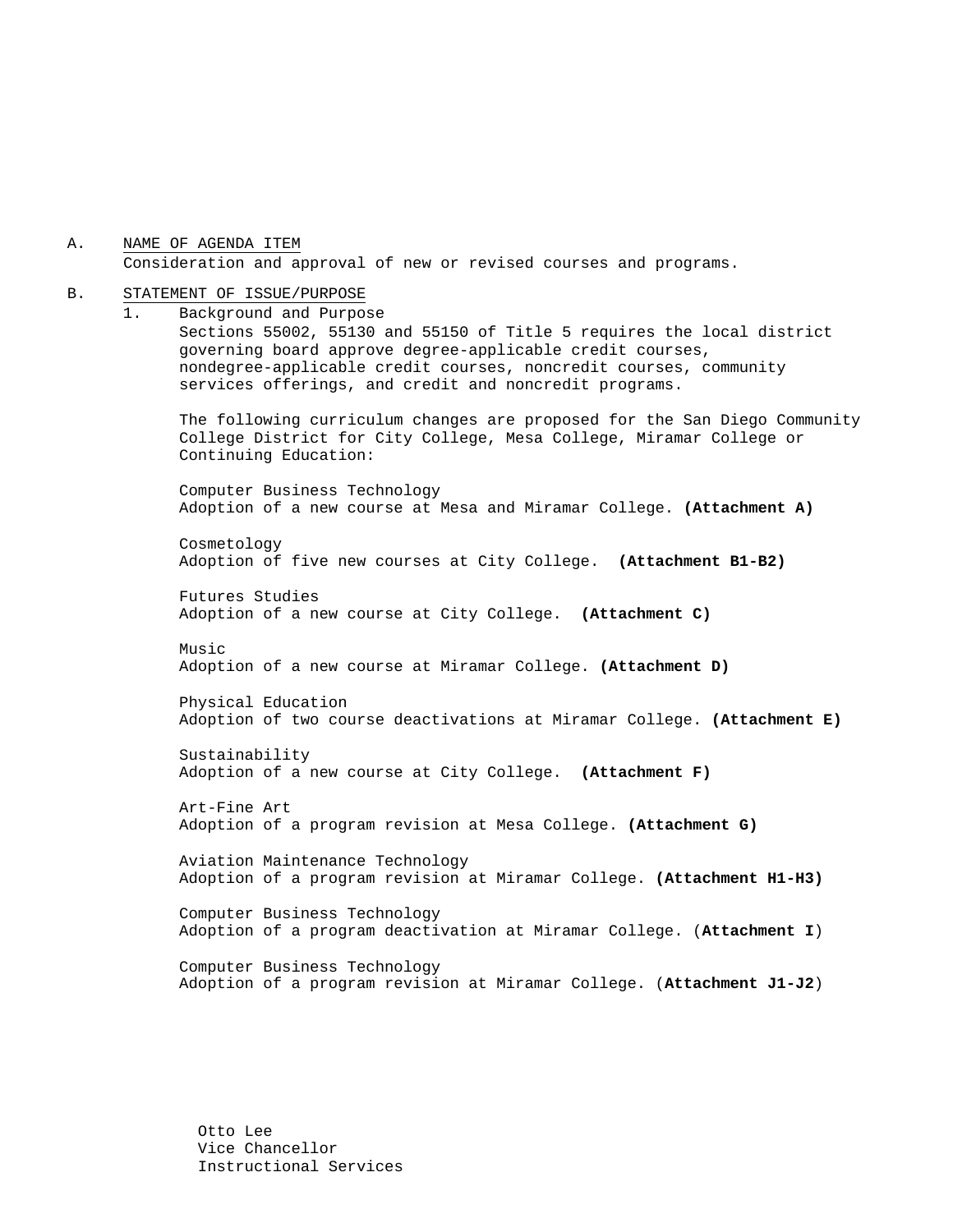A. NAME OF AGENDA ITEM

Consideration and approval of new or revised courses and programs.

B. STATEMENT OF ISSUE/PURPOSE

1. Background and Purpose

Sections 55002, 55130 and 55150 of Title 5 requires the local district governing board approve degree-applicable credit courses, nondegree-applicable credit courses, noncredit courses, community services offerings, and credit and noncredit programs.

The following curriculum changes are proposed for the San Diego Community College District for City College, Mesa College, Miramar College or Continuing Education:

Computer Business Technology
Adoption of a new course at Mesa and Miramar College. **(Attachment A)**

Cosmetology
Adoption of five new courses at City College. **(Attachment B1-B2)**

Futures Studies
Adoption of a new course at City College. **(Attachment C)**

Music
Adoption of a new course at Miramar College. **(Attachment D)**

Physical Education
Adoption of two course deactivations at Miramar College. **(Attachment E)**

Sustainability
Adoption of a new course at City College. **(Attachment F)**

Art-Fine Art
Adoption of a program revision at Mesa College. **(Attachment G)**

Aviation Maintenance Technology
Adoption of a program revision at Miramar College. **(Attachment H1-H3)**

Computer Business Technology
Adoption of a program deactivation at Miramar College. (**Attachment I**)

Computer Business Technology
Adoption of a program revision at Miramar College. (**Attachment J1-J2**)

Otto Lee
Vice Chancellor
Instructional Services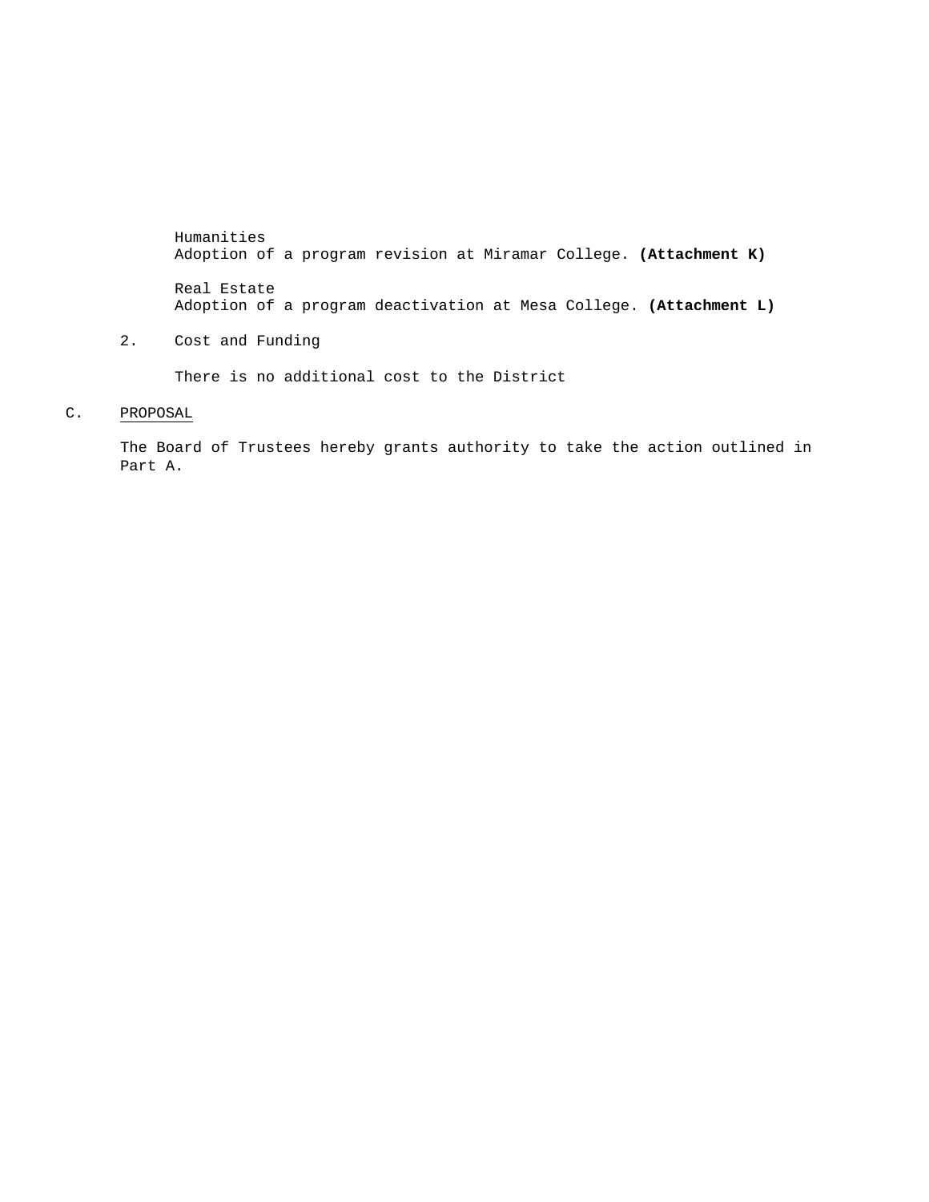Humanities
Adoption of a program revision at Miramar College. **(Attachment K)**

Real Estate
Adoption of a program deactivation at Mesa College. **(Attachment L)**

2. Cost and Funding

   There is no additional cost to the District

C. PROPOSAL

The Board of Trustees hereby grants authority to take the action outlined in Part A.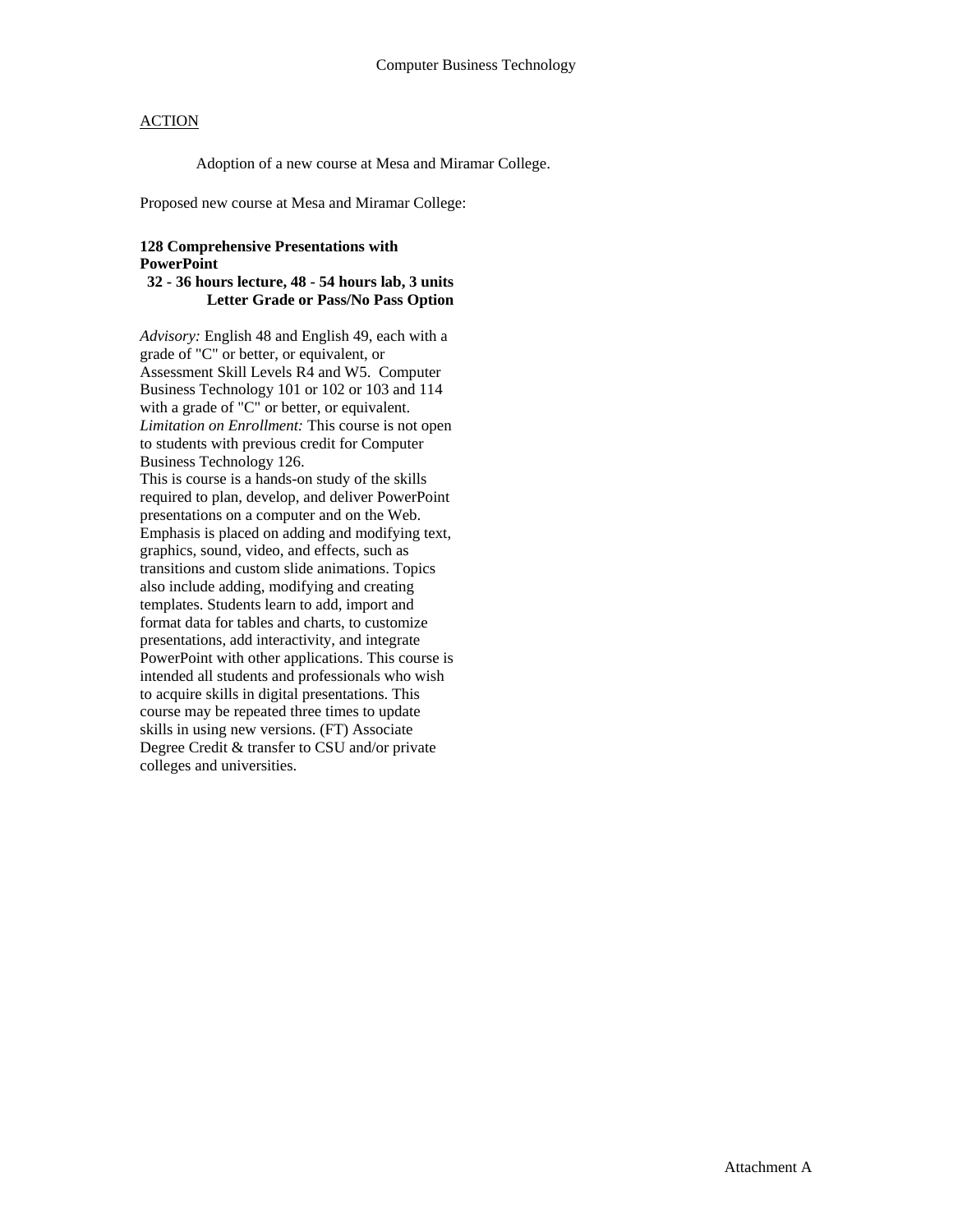## ACTION

Adoption of a new course at Mesa and Miramar College.

Proposed new course at Mesa and Miramar College:

**128 Comprehensive Presentations with PowerPoint**
**32 - 36 hours lecture, 48 - 54 hours lab, 3 units**
**Letter Grade or Pass/No Pass Option**

*Advisory:* English 48 and English 49, each with a grade of "C" or better, or equivalent, or Assessment Skill Levels R4 and W5. Computer Business Technology 101 or 102 or 103 and 114 with a grade of "C" or better, or equivalent.
*Limitation on Enrollment:* This course is not open to students with previous credit for Computer Business Technology 126.
This is course is a hands-on study of the skills required to plan, develop, and deliver PowerPoint presentations on a computer and on the Web. Emphasis is placed on adding and modifying text, graphics, sound, video, and effects, such as transitions and custom slide animations. Topics also include adding, modifying and creating templates. Students learn to add, import and format data for tables and charts, to customize presentations, add interactivity, and integrate PowerPoint with other applications. This course is intended all students and professionals who wish to acquire skills in digital presentations. This course may be repeated three times to update skills in using new versions. (FT) Associate Degree Credit & transfer to CSU and/or private colleges and universities.

Attachment A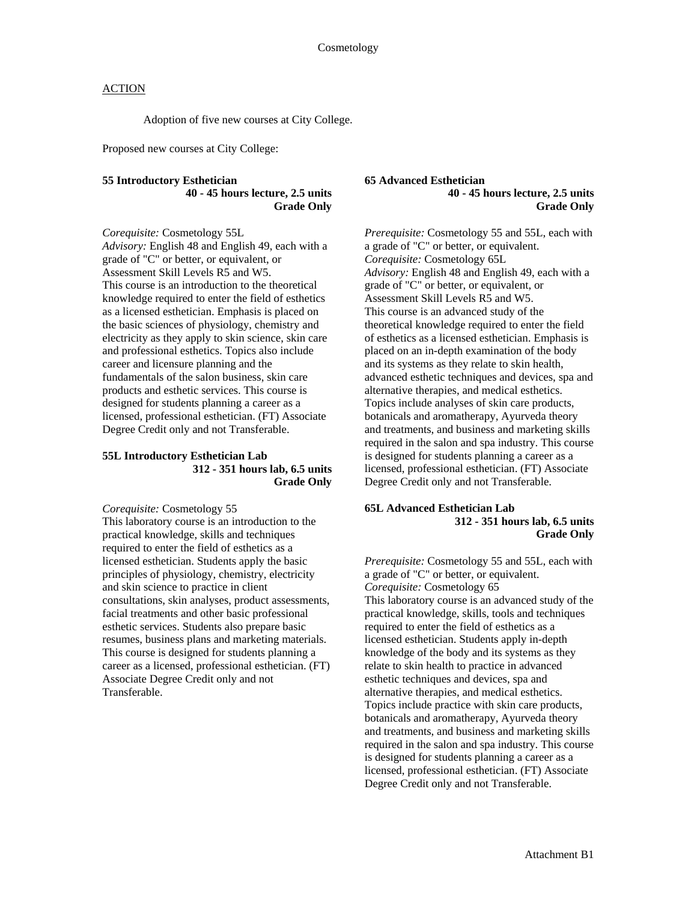Cosmetology

ACTION

Adoption of five new courses at City College.

Proposed new courses at City College:

**55 Introductory Esthetician**
**40 - 45 hours lecture, 2.5 units**
**Grade Only**

*Corequisite:* Cosmetology 55L
*Advisory:* English 48 and English 49, each with a grade of "C" or better, or equivalent, or Assessment Skill Levels R5 and W5.
This course is an introduction to the theoretical knowledge required to enter the field of esthetics as a licensed esthetician. Emphasis is placed on the basic sciences of physiology, chemistry and electricity as they apply to skin science, skin care and professional esthetics. Topics also include career and licensure planning and the fundamentals of the salon business, skin care products and esthetic services. This course is designed for students planning a career as a licensed, professional esthetician. (FT) Associate Degree Credit only and not Transferable.

**55L Introductory Esthetician Lab**
**312 - 351 hours lab, 6.5 units**
**Grade Only**

*Corequisite:* Cosmetology 55
This laboratory course is an introduction to the practical knowledge, skills and techniques required to enter the field of esthetics as a licensed esthetician. Students apply the basic principles of physiology, chemistry, electricity and skin science to practice in client consultations, skin analyses, product assessments, facial treatments and other basic professional esthetic services. Students also prepare basic resumes, business plans and marketing materials. This course is designed for students planning a career as a licensed, professional esthetician. (FT) Associate Degree Credit only and not Transferable.

**65 Advanced Esthetician**
**40 - 45 hours lecture, 2.5 units**
**Grade Only**

*Prerequisite:* Cosmetology 55 and 55L, each with a grade of "C" or better, or equivalent.
*Corequisite:* Cosmetology 65L
*Advisory:* English 48 and English 49, each with a grade of "C" or better, or equivalent, or Assessment Skill Levels R5 and W5.
This course is an advanced study of the theoretical knowledge required to enter the field of esthetics as a licensed esthetician. Emphasis is placed on an in-depth examination of the body and its systems as they relate to skin health, advanced esthetic techniques and devices, spa and alternative therapies, and medical esthetics. Topics include analyses of skin care products, botanicals and aromatherapy, Ayurveda theory and treatments, and business and marketing skills required in the salon and spa industry. This course is designed for students planning a career as a licensed, professional esthetician. (FT) Associate Degree Credit only and not Transferable.

**65L Advanced Esthetician Lab**
**312 - 351 hours lab, 6.5 units**
**Grade Only**

*Prerequisite:* Cosmetology 55 and 55L, each with a grade of "C" or better, or equivalent.
*Corequisite:* Cosmetology 65
This laboratory course is an advanced study of the practical knowledge, skills, tools and techniques required to enter the field of esthetics as a licensed esthetician. Students apply in-depth knowledge of the body and its systems as they relate to skin health to practice in advanced esthetic techniques and devices, spa and alternative therapies, and medical esthetics. Topics include practice with skin care products, botanicals and aromatherapy, Ayurveda theory and treatments, and business and marketing skills required in the salon and spa industry. This course is designed for students planning a career as a licensed, professional esthetician. (FT) Associate Degree Credit only and not Transferable.

Attachment B1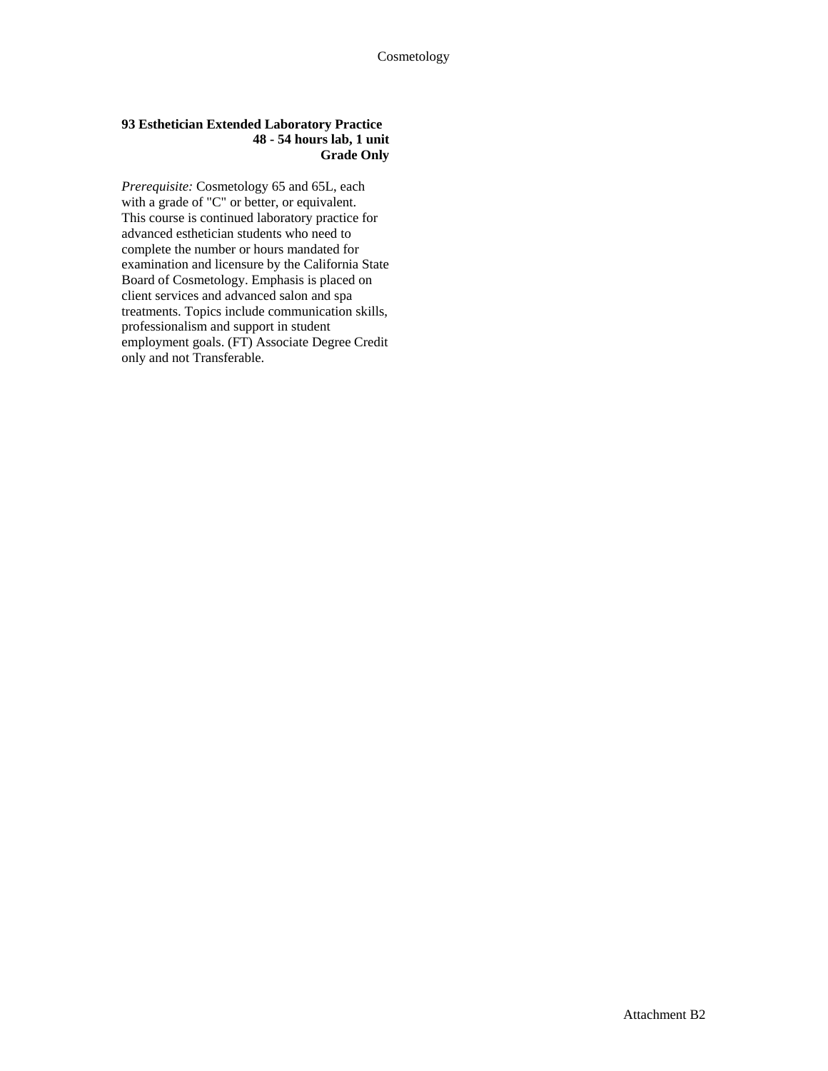**93 Esthetician Extended Laboratory Practice**
**48 - 54 hours lab, 1 unit**
**Grade Only**

*Prerequisite:* Cosmetology 65 and 65L, each with a grade of "C" or better, or equivalent. This course is continued laboratory practice for advanced esthetician students who need to complete the number or hours mandated for examination and licensure by the California State Board of Cosmetology. Emphasis is placed on client services and advanced salon and spa treatments. Topics include communication skills, professionalism and support in student employment goals. (FT) Associate Degree Credit only and not Transferable.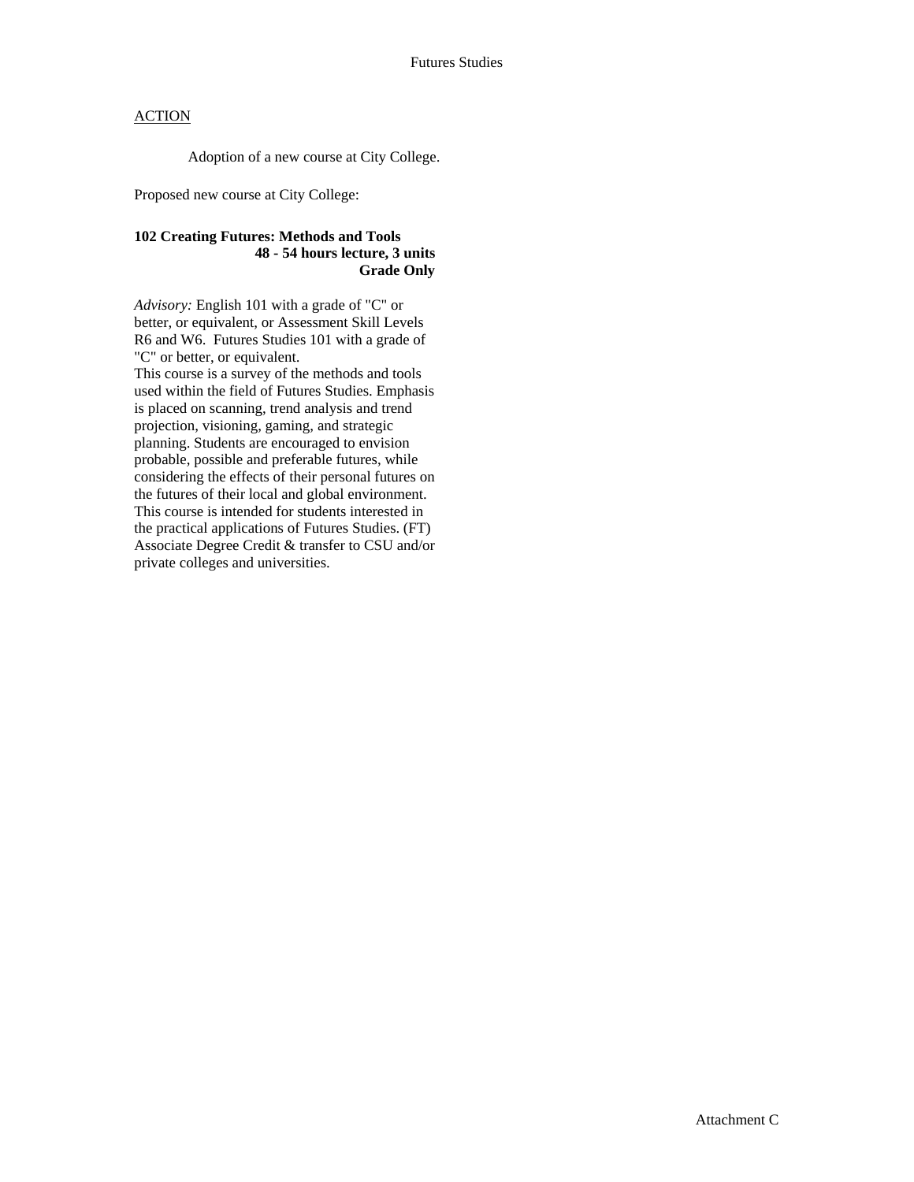Futures Studies

<u>ACTION</u>

Adoption of a new course at City College.

Proposed new course at City College:

**102 Creating Futures: Methods and Tools**
**48 - 54 hours lecture, 3 units**
**Grade Only**

*Advisory:* English 101 with a grade of "C" or better, or equivalent, or Assessment Skill Levels R6 and W6. Futures Studies 101 with a grade of "C" or better, or equivalent.
This course is a survey of the methods and tools used within the field of Futures Studies. Emphasis is placed on scanning, trend analysis and trend projection, visioning, gaming, and strategic planning. Students are encouraged to envision probable, possible and preferable futures, while considering the effects of their personal futures on the futures of their local and global environment. This course is intended for students interested in the practical applications of Futures Studies. (FT)
Associate Degree Credit & transfer to CSU and/or private colleges and universities.

Attachment C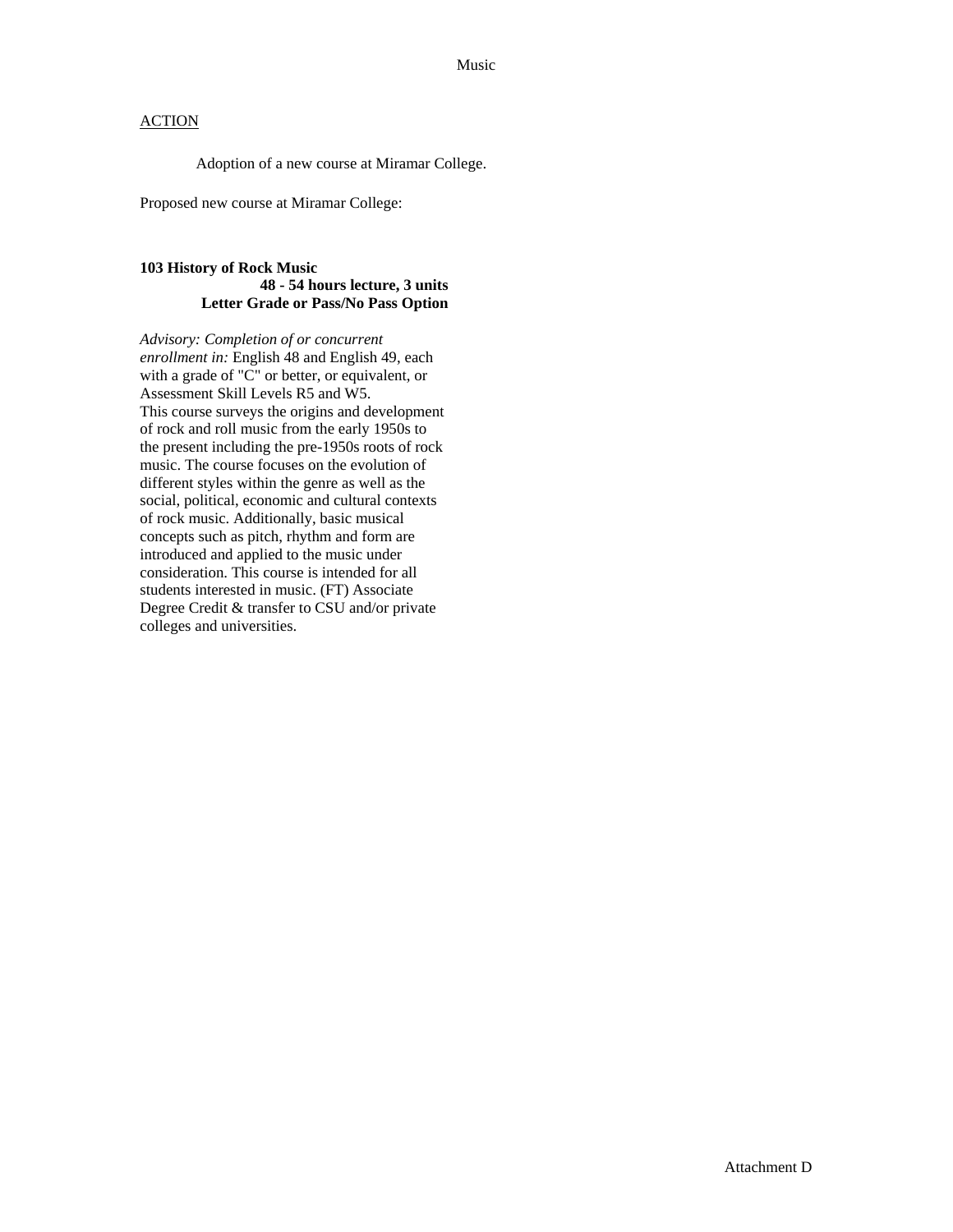Music

ACTION

Adoption of a new course at Miramar College.

Proposed new course at Miramar College:

**103 History of Rock Music**
**48 - 54 hours lecture, 3 units**
**Letter Grade or Pass/No Pass Option**

*Advisory: Completion of or concurrent enrollment in:* English 48 and English 49, each with a grade of "C" or better, or equivalent, or Assessment Skill Levels R5 and W5.
This course surveys the origins and development of rock and roll music from the early 1950s to the present including the pre-1950s roots of rock music. The course focuses on the evolution of different styles within the genre as well as the social, political, economic and cultural contexts of rock music. Additionally, basic musical concepts such as pitch, rhythm and form are introduced and applied to the music under consideration. This course is intended for all students interested in music. (FT) Associate Degree Credit & transfer to CSU and/or private colleges and universities.

Attachment D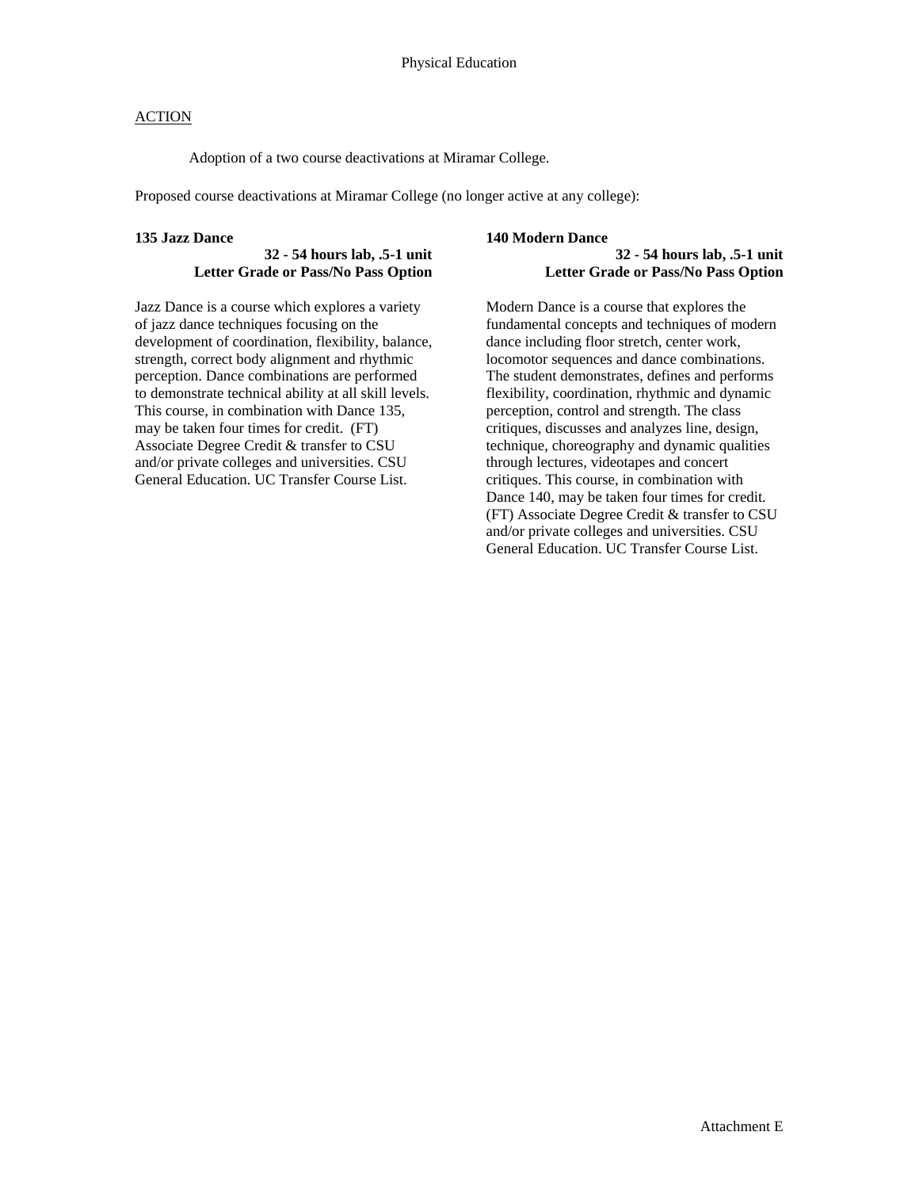Physical Education

ACTION

Adoption of a two course deactivations at Miramar College.

Proposed course deactivations at Miramar College (no longer active at any college):

**135 Jazz Dance**
**32 - 54 hours lab, .5-1 unit**
**Letter Grade or Pass/No Pass Option**

Jazz Dance is a course which explores a variety of jazz dance techniques focusing on the development of coordination, flexibility, balance, strength, correct body alignment and rhythmic perception. Dance combinations are performed to demonstrate technical ability at all skill levels. This course, in combination with Dance 135, may be taken four times for credit. (FT) Associate Degree Credit & transfer to CSU and/or private colleges and universities. CSU General Education. UC Transfer Course List.

**140 Modern Dance**
**32 - 54 hours lab, .5-1 unit**
**Letter Grade or Pass/No Pass Option**

Modern Dance is a course that explores the fundamental concepts and techniques of modern dance including floor stretch, center work, locomotor sequences and dance combinations. The student demonstrates, defines and performs flexibility, coordination, rhythmic and dynamic perception, control and strength. The class critiques, discusses and analyzes line, design, technique, choreography and dynamic qualities through lectures, videotapes and concert critiques. This course, in combination with Dance 140, may be taken four times for credit. (FT) Associate Degree Credit & transfer to CSU and/or private colleges and universities. CSU General Education. UC Transfer Course List.

Attachment E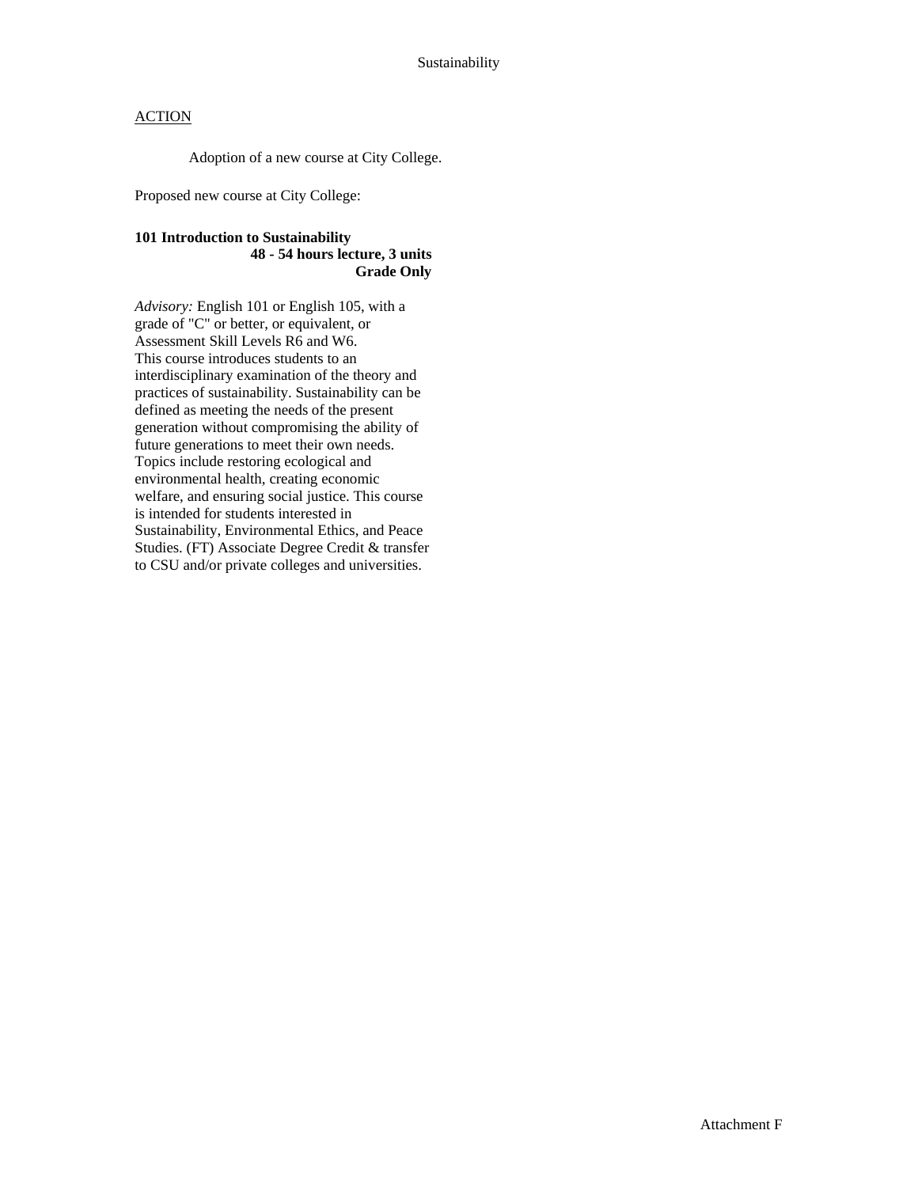Sustainability

ACTION

Adoption of a new course at City College.

Proposed new course at City College:

**101 Introduction to Sustainability**
**48 - 54 hours lecture, 3 units**
**Grade Only**

*Advisory:* English 101 or English 105, with a grade of "C" or better, or equivalent, or Assessment Skill Levels R6 and W6.
This course introduces students to an interdisciplinary examination of the theory and practices of sustainability. Sustainability can be defined as meeting the needs of the present generation without compromising the ability of future generations to meet their own needs. Topics include restoring ecological and environmental health, creating economic welfare, and ensuring social justice. This course is intended for students interested in Sustainability, Environmental Ethics, and Peace Studies. (FT) Associate Degree Credit & transfer to CSU and/or private colleges and universities.

Attachment F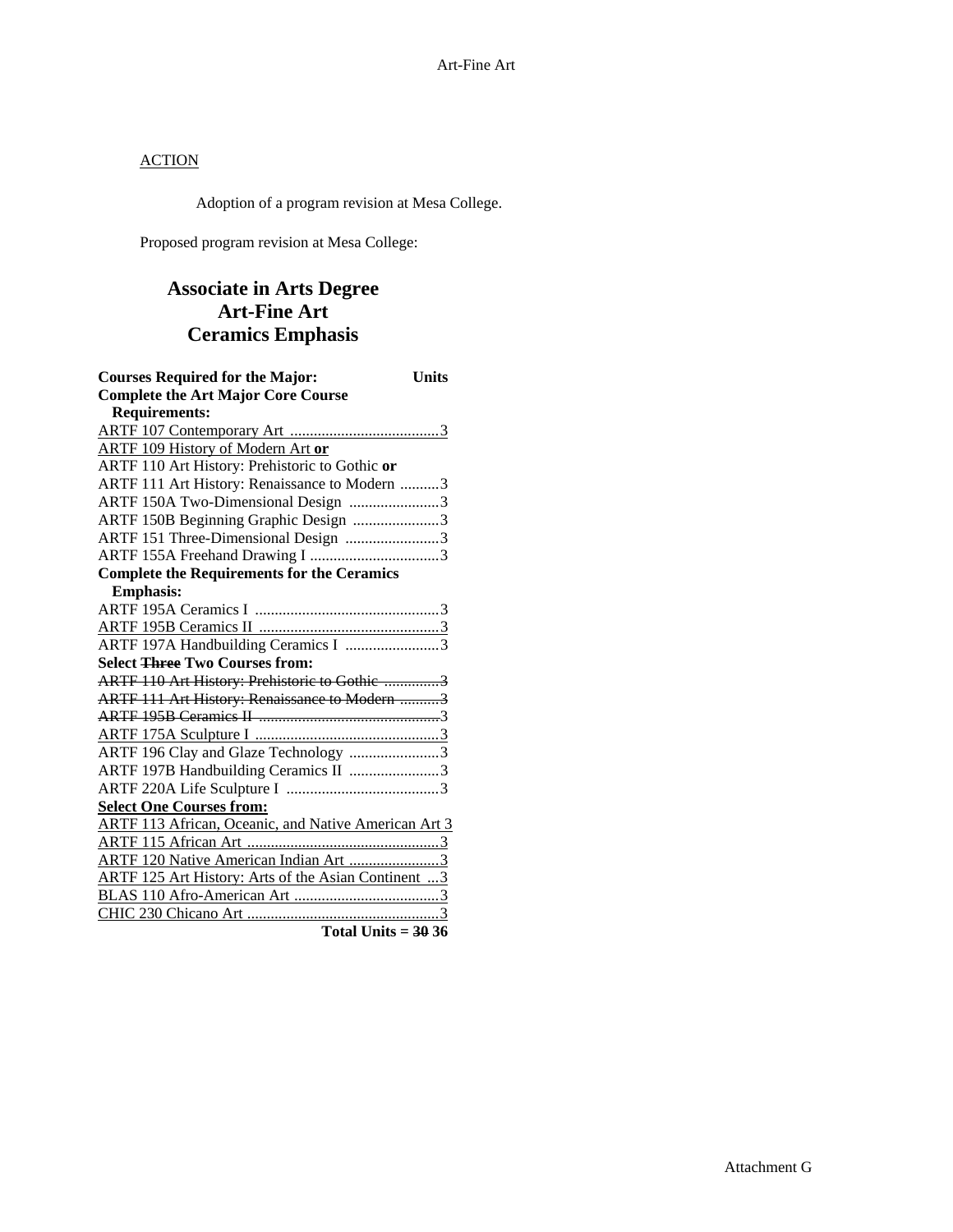ACTION

Adoption of a program revision at Mesa College.

Proposed program revision at Mesa College:

# Associate in Arts Degree
# Art-Fine Art
# Ceramics Emphasis

| **Courses Required for the Major:** | **Units** |
|---|---|
| **Complete the Art Major Core Course Requirements:** | |
| ARTF 107 Contemporary Art | 3 |
| ARTF 109 History of Modern Art **or** | |
| ARTF 110 Art History: Prehistoric to Gothic **or** | |
| ARTF 111 Art History: Renaissance to Modern | 3 |
| ARTF 150A Two-Dimensional Design | 3 |
| ARTF 150B Beginning Graphic Design | 3 |
| ARTF 151 Three-Dimensional Design | 3 |
| ARTF 155A Freehand Drawing I | 3 |
| **Complete the Requirements for the Ceramics Emphasis:** | |
| ARTF 195A Ceramics I | 3 |
| ARTF 195B Ceramics II | 3 |
| ARTF 197A Handbuilding Ceramics I | 3 |
| **Select ~~Three~~ Two Courses from:** | |
| ~~ARTF 110 Art History: Prehistoric to Gothic~~ | ~~3~~ |
| ~~ARTF 111 Art History: Renaissance to Modern~~ | ~~3~~ |
| ~~ARTF 195B Ceramics II~~ | ~~3~~ |
| ARTF 175A Sculpture I | 3 |
| ARTF 196 Clay and Glaze Technology | 3 |
| ARTF 197B Handbuilding Ceramics II | 3 |
| ARTF 220A Life Sculpture I | 3 |
| **Select One Courses from:** | |
| ARTF 113 African, Oceanic, and Native American Art | 3 |
| ARTF 115 African Art | 3 |
| ARTF 120 Native American Indian Art | 3 |
| ARTF 125 Art History: Arts of the Asian Continent | 3 |
| BLAS 110 Afro-American Art | 3 |
| CHIC 230 Chicano Art | 3 |
| **Total Units =** | **~~30~~ 36** |

Attachment G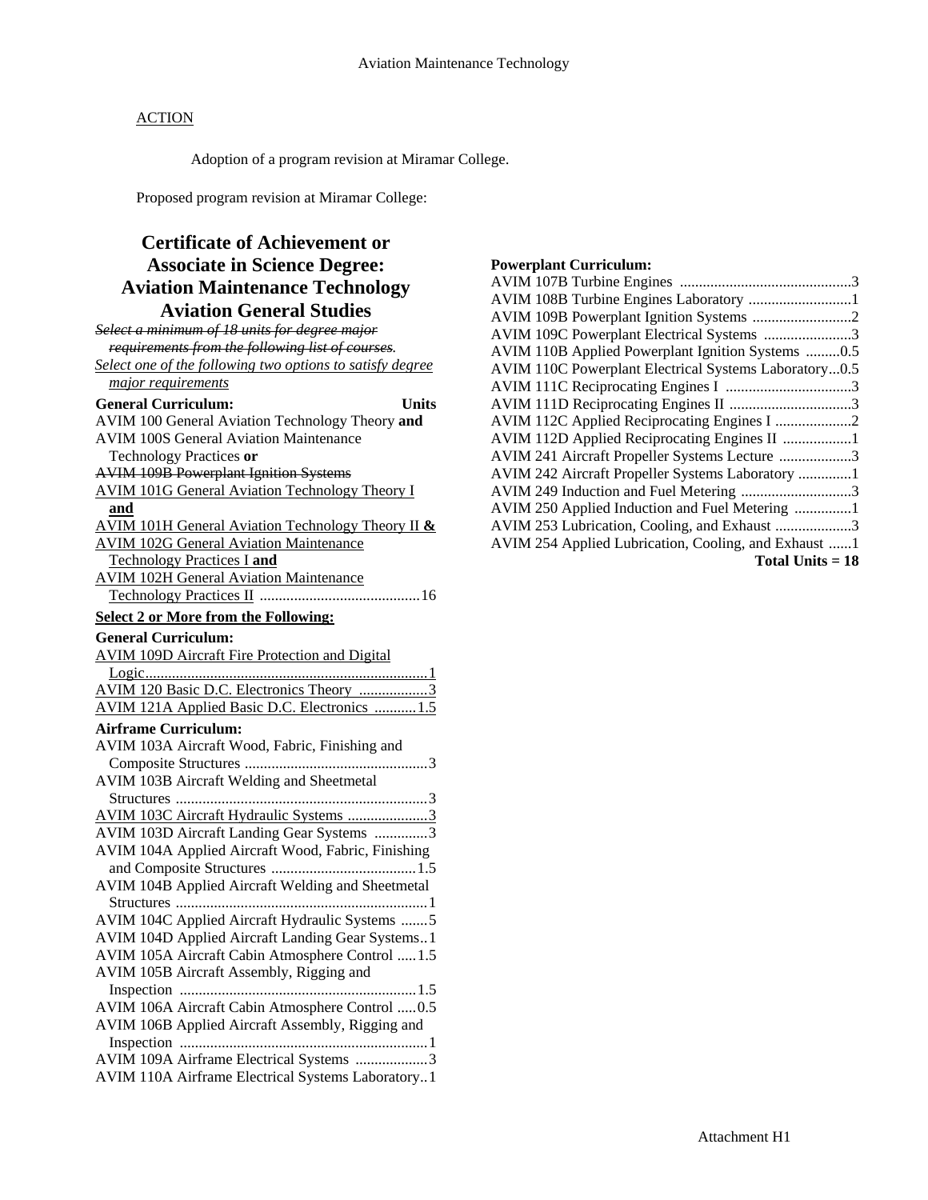ACTION

Adoption of a program revision at Miramar College.

Proposed program revision at Miramar College:

## Certificate of Achievement or Associate in Science Degree: Aviation Maintenance Technology Aviation General Studies

~~Select a minimum of 18 units for degree major requirements from the following list of courses.~~
Select one of the following two options to satisfy degree major requirements

**General Curriculum:** **Units**

AVIM 100 General Aviation Technology Theory **and**
AVIM 100S General Aviation Maintenance Technology Practices **or**
~~AVIM 109B Powerplant Ignition Systems~~
AVIM 101G General Aviation Technology Theory I **and**
AVIM 101H General Aviation Technology Theory II **&**
AVIM 102G General Aviation Maintenance Technology Practices I **and**
AVIM 102H General Aviation Maintenance Technology Practices II .......................................... 16

**Select 2 or More from the Following:**

**General Curriculum:**

AVIM 109D Aircraft Fire Protection and Digital Logic.......................................................................... 1
AVIM 120 Basic D.C. Electronics Theory .................. 3
AVIM 121A Applied Basic D.C. Electronics ........... 1.5

**Airframe Curriculum:**

AVIM 103A Aircraft Wood, Fabric, Finishing and Composite Structures ................................................ 3
AVIM 103B Aircraft Welding and Sheetmetal Structures .................................................................. 3
AVIM 103C Aircraft Hydraulic Systems ..................... 3
AVIM 103D Aircraft Landing Gear Systems .............. 3
AVIM 104A Applied Aircraft Wood, Fabric, Finishing and Composite Structures ...................................... 1.5
AVIM 104B Applied Aircraft Welding and Sheetmetal Structures .................................................................. 1
AVIM 104C Applied Aircraft Hydraulic Systems ....... 5
AVIM 104D Applied Aircraft Landing Gear Systems.. 1
AVIM 105A Aircraft Cabin Atmosphere Control ..... 1.5
AVIM 105B Aircraft Assembly, Rigging and Inspection .............................................................. 1.5
AVIM 106A Aircraft Cabin Atmosphere Control ..... 0.5
AVIM 106B Applied Aircraft Assembly, Rigging and Inspection ................................................................. 1
AVIM 109A Airframe Electrical Systems ................... 3
AVIM 110A Airframe Electrical Systems Laboratory.. 1

**Powerplant Curriculum:**

AVIM 107B Turbine Engines ............................................. 3
AVIM 108B Turbine Engines Laboratory ........................... 1
AVIM 109B Powerplant Ignition Systems .......................... 2
AVIM 109C Powerplant Electrical Systems ....................... 3
AVIM 110B Applied Powerplant Ignition Systems ......... 0.5
AVIM 110C Powerplant Electrical Systems Laboratory... 0.5
AVIM 111C Reciprocating Engines I ................................. 3
AVIM 111D Reciprocating Engines II ................................ 3
AVIM 112C Applied Reciprocating Engines I .................... 2
AVIM 112D Applied Reciprocating Engines II .................. 1
AVIM 241 Aircraft Propeller Systems Lecture ................... 3
AVIM 242 Aircraft Propeller Systems Laboratory .............. 1
AVIM 249 Induction and Fuel Metering ............................. 3
AVIM 250 Applied Induction and Fuel Metering ............... 1
AVIM 253 Lubrication, Cooling, and Exhaust .................... 3
AVIM 254 Applied Lubrication, Cooling, and Exhaust ...... 1

**Total Units = 18**

Attachment H1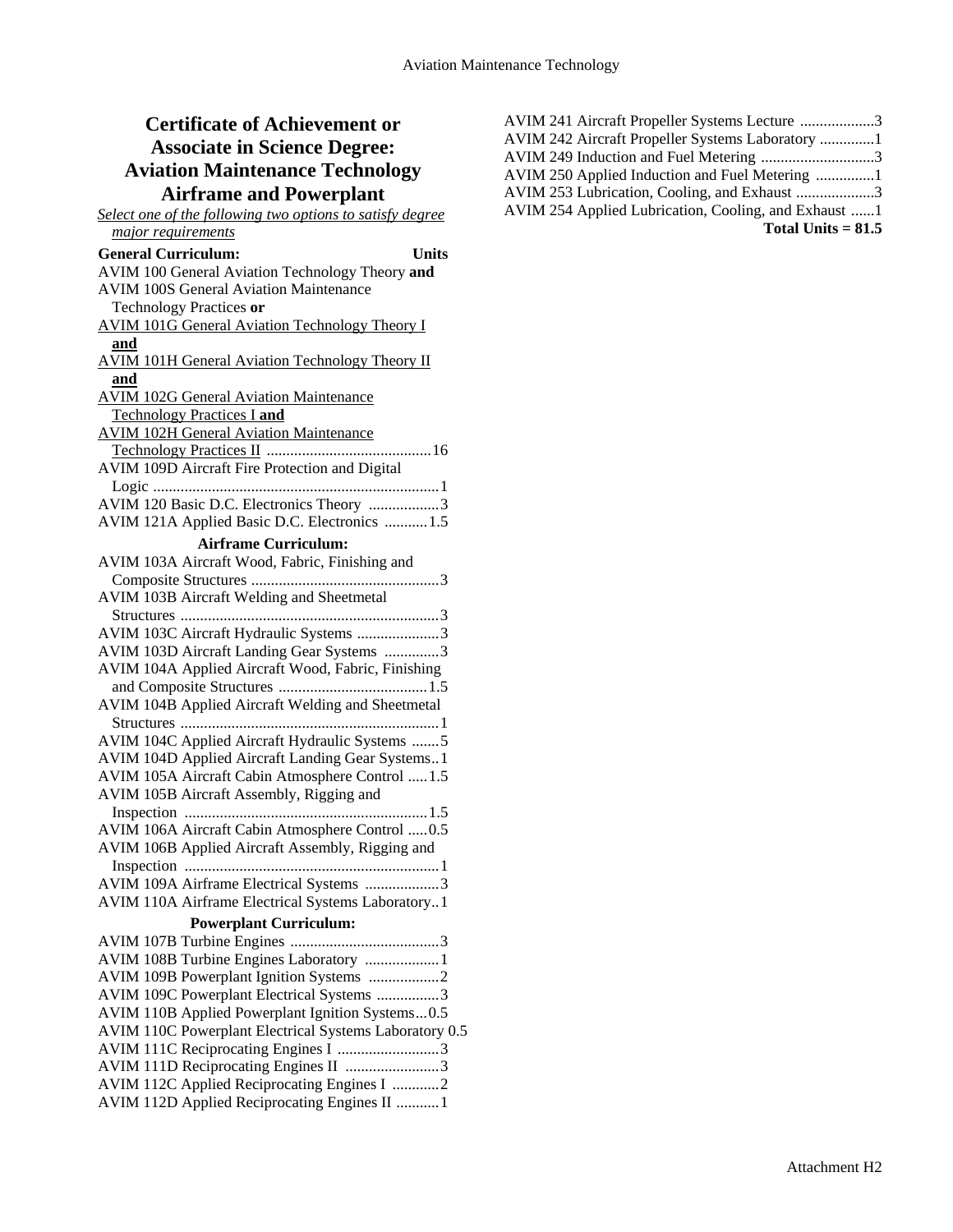# Certificate of Achievement or Associate in Science Degree: Aviation Maintenance Technology Airframe and Powerplant

*Select one of the following two options to satisfy degree major requirements*

| **General Curriculum:** | **Units** |
|---|---|
| AVIM 100 General Aviation Technology Theory **and** AVIM 100S General Aviation Maintenance Technology Practices **or** <u>AVIM 101G General Aviation Technology Theory I **and** AVIM 101H General Aviation Technology Theory II **and** AVIM 102G General Aviation Maintenance Technology Practices I **and** AVIM 102H General Aviation Maintenance Technology Practices II</u> | 16 |
| AVIM 109D Aircraft Fire Protection and Digital Logic | 1 |
| AVIM 120 Basic D.C. Electronics Theory | 3 |
| AVIM 121A Applied Basic D.C. Electronics | 1.5 |
| **Airframe Curriculum:** | |
| AVIM 103A Aircraft Wood, Fabric, Finishing and Composite Structures | 3 |
| AVIM 103B Aircraft Welding and Sheetmetal Structures | 3 |
| AVIM 103C Aircraft Hydraulic Systems | 3 |
| AVIM 103D Aircraft Landing Gear Systems | 3 |
| AVIM 104A Applied Aircraft Wood, Fabric, Finishing and Composite Structures | 1.5 |
| AVIM 104B Applied Aircraft Welding and Sheetmetal Structures | 1 |
| AVIM 104C Applied Aircraft Hydraulic Systems | 5 |
| AVIM 104D Applied Aircraft Landing Gear Systems | 1 |
| AVIM 105A Aircraft Cabin Atmosphere Control | 1.5 |
| AVIM 105B Aircraft Assembly, Rigging and Inspection | 1.5 |
| AVIM 106A Aircraft Cabin Atmosphere Control | 0.5 |
| AVIM 106B Applied Aircraft Assembly, Rigging and Inspection | 1 |
| AVIM 109A Airframe Electrical Systems | 3 |
| AVIM 110A Airframe Electrical Systems Laboratory | 1 |
| **Powerplant Curriculum:** | |
| AVIM 107B Turbine Engines | 3 |
| AVIM 108B Turbine Engines Laboratory | 1 |
| AVIM 109B Powerplant Ignition Systems | 2 |
| AVIM 109C Powerplant Electrical Systems | 3 |
| AVIM 110B Applied Powerplant Ignition Systems | 0.5 |
| AVIM 110C Powerplant Electrical Systems Laboratory | 0.5 |
| AVIM 111C Reciprocating Engines I | 3 |
| AVIM 111D Reciprocating Engines II | 3 |
| AVIM 112C Applied Reciprocating Engines I | 2 |
| AVIM 112D Applied Reciprocating Engines II | 1 |
| AVIM 241 Aircraft Propeller Systems Lecture | 3 |
| AVIM 242 Aircraft Propeller Systems Laboratory | 1 |
| AVIM 249 Induction and Fuel Metering | 3 |
| AVIM 250 Applied Induction and Fuel Metering | 1 |
| AVIM 253 Lubrication, Cooling, and Exhaust | 3 |
| AVIM 254 Applied Lubrication, Cooling, and Exhaust | 1 |
| | **Total Units = 81.5** |

Attachment H2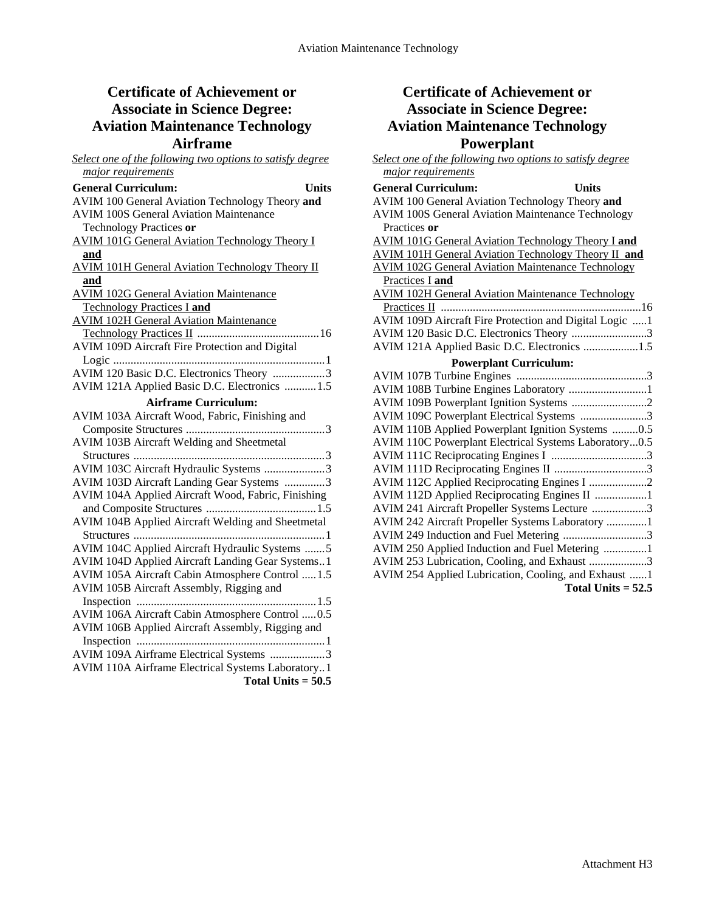# Certificate of Achievement or Associate in Science Degree: Aviation Maintenance Technology Airframe

*Select one of the following two options to satisfy degree major requirements*

**General Curriculum:** **Units**

AVIM 100 General Aviation Technology Theory **and**
AVIM 100S General Aviation Maintenance Technology Practices **or**
AVIM 101G General Aviation Technology Theory I **and**
AVIM 101H General Aviation Technology Theory II **and**
AVIM 102G General Aviation Maintenance Technology Practices I **and**
AVIM 102H General Aviation Maintenance Technology Practices II ..........16
AVIM 109D Aircraft Fire Protection and Digital Logic ..........1
AVIM 120 Basic D.C. Electronics Theory ..........3
AVIM 121A Applied Basic D.C. Electronics ..........1.5

**Airframe Curriculum:**

AVIM 103A Aircraft Wood, Fabric, Finishing and Composite Structures ..........3
AVIM 103B Aircraft Welding and Sheetmetal Structures ..........3
AVIM 103C Aircraft Hydraulic Systems ..........3
AVIM 103D Aircraft Landing Gear Systems ..........3
AVIM 104A Applied Aircraft Wood, Fabric, Finishing and Composite Structures ..........1.5
AVIM 104B Applied Aircraft Welding and Sheetmetal Structures ..........1
AVIM 104C Applied Aircraft Hydraulic Systems ..........5
AVIM 104D Applied Aircraft Landing Gear Systems..1
AVIM 105A Aircraft Cabin Atmosphere Control ..........1.5
AVIM 105B Aircraft Assembly, Rigging and Inspection ..........1.5
AVIM 106A Aircraft Cabin Atmosphere Control ..........0.5
AVIM 106B Applied Aircraft Assembly, Rigging and Inspection ..........1
AVIM 109A Airframe Electrical Systems ..........3
AVIM 110A Airframe Electrical Systems Laboratory..1

**Total Units = 50.5**

# Certificate of Achievement or Associate in Science Degree: Aviation Maintenance Technology Powerplant

*Select one of the following two options to satisfy degree major requirements*

**General Curriculum:** **Units**

AVIM 100 General Aviation Technology Theory **and**
AVIM 100S General Aviation Maintenance Technology Practices **or**
AVIM 101G General Aviation Technology Theory I **and**
AVIM 101H General Aviation Technology Theory II **and**
AVIM 102G General Aviation Maintenance Technology Practices I **and**
AVIM 102H General Aviation Maintenance Technology Practices II ..........16
AVIM 109D Aircraft Fire Protection and Digital Logic ..........1
AVIM 120 Basic D.C. Electronics Theory ..........3
AVIM 121A Applied Basic D.C. Electronics ..........1.5

**Powerplant Curriculum:**

AVIM 107B Turbine Engines ..........3
AVIM 108B Turbine Engines Laboratory ..........1
AVIM 109B Powerplant Ignition Systems ..........2
AVIM 109C Powerplant Electrical Systems ..........3
AVIM 110B Applied Powerplant Ignition Systems ..........0.5
AVIM 110C Powerplant Electrical Systems Laboratory...0.5
AVIM 111C Reciprocating Engines I ..........3
AVIM 111D Reciprocating Engines II ..........3
AVIM 112C Applied Reciprocating Engines I ..........2
AVIM 112D Applied Reciprocating Engines II ..........1
AVIM 241 Aircraft Propeller Systems Lecture ..........3
AVIM 242 Aircraft Propeller Systems Laboratory ..........1
AVIM 249 Induction and Fuel Metering ..........3
AVIM 250 Applied Induction and Fuel Metering ..........1
AVIM 253 Lubrication, Cooling, and Exhaust ..........3
AVIM 254 Applied Lubrication, Cooling, and Exhaust ..........1

**Total Units = 52.5**

Attachment H3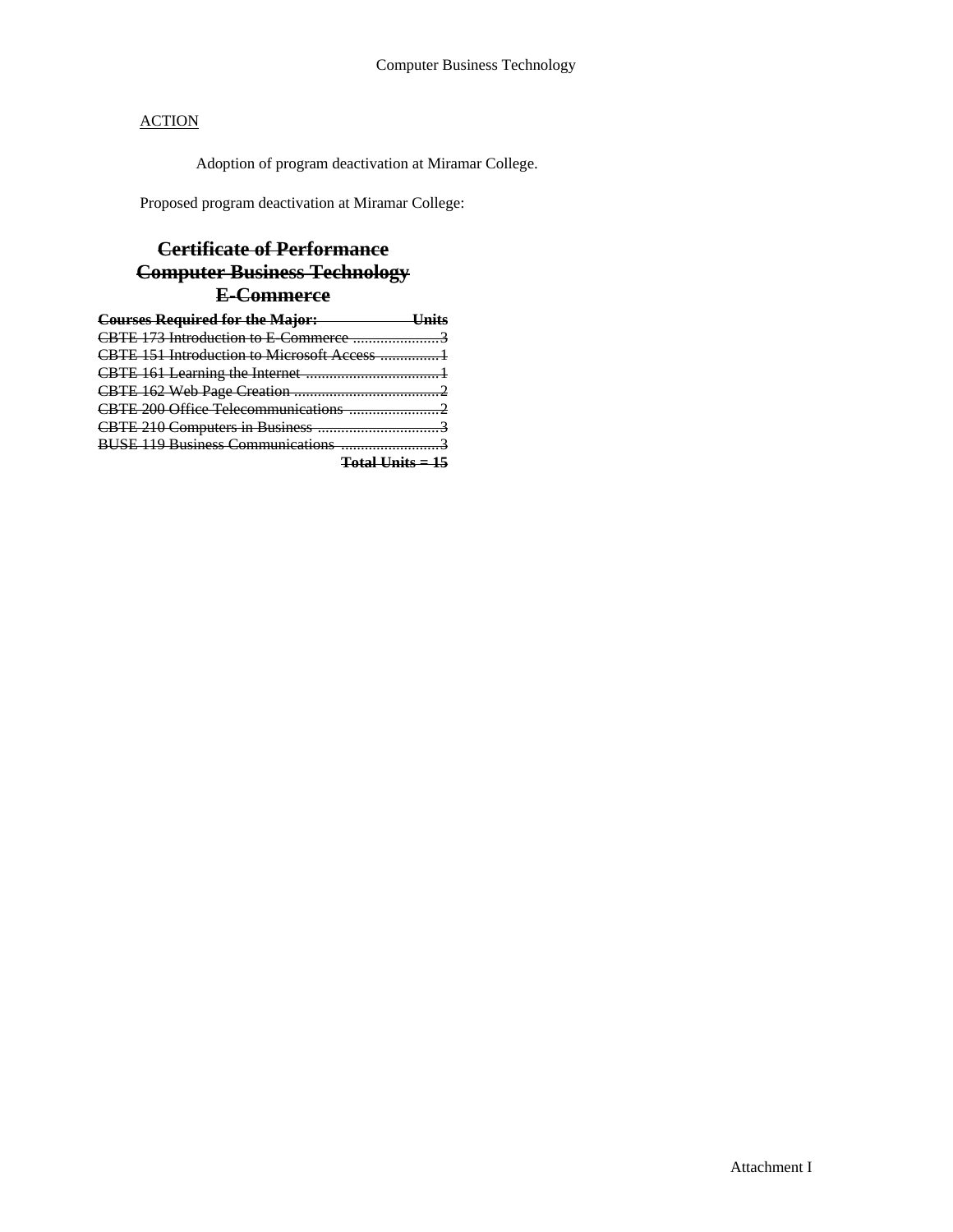Computer Business Technology

<u>ACTION</u>

Adoption of program deactivation at Miramar College.

Proposed program deactivation at Miramar College:

## ~~Certificate of Performance~~
## ~~Computer Business Technology~~
## ~~E-Commerce~~

| ~~**Courses Required for the Major:**~~ | ~~**Units**~~ |
|---|---|
| ~~CBTE 173 Introduction to E-Commerce~~ | ~~3~~ |
| ~~CBTE 151 Introduction to Microsoft Access~~ | ~~1~~ |
| ~~CBTE 161 Learning the Internet~~ | ~~1~~ |
| ~~CBTE 162 Web Page Creation~~ | ~~2~~ |
| ~~CBTE 200 Office Telecommunications~~ | ~~2~~ |
| ~~CBTE 210 Computers in Business~~ | ~~3~~ |
| ~~BUSE 119 Business Communications~~ | ~~3~~ |
| | ~~**Total Units = 15**~~ |

Attachment I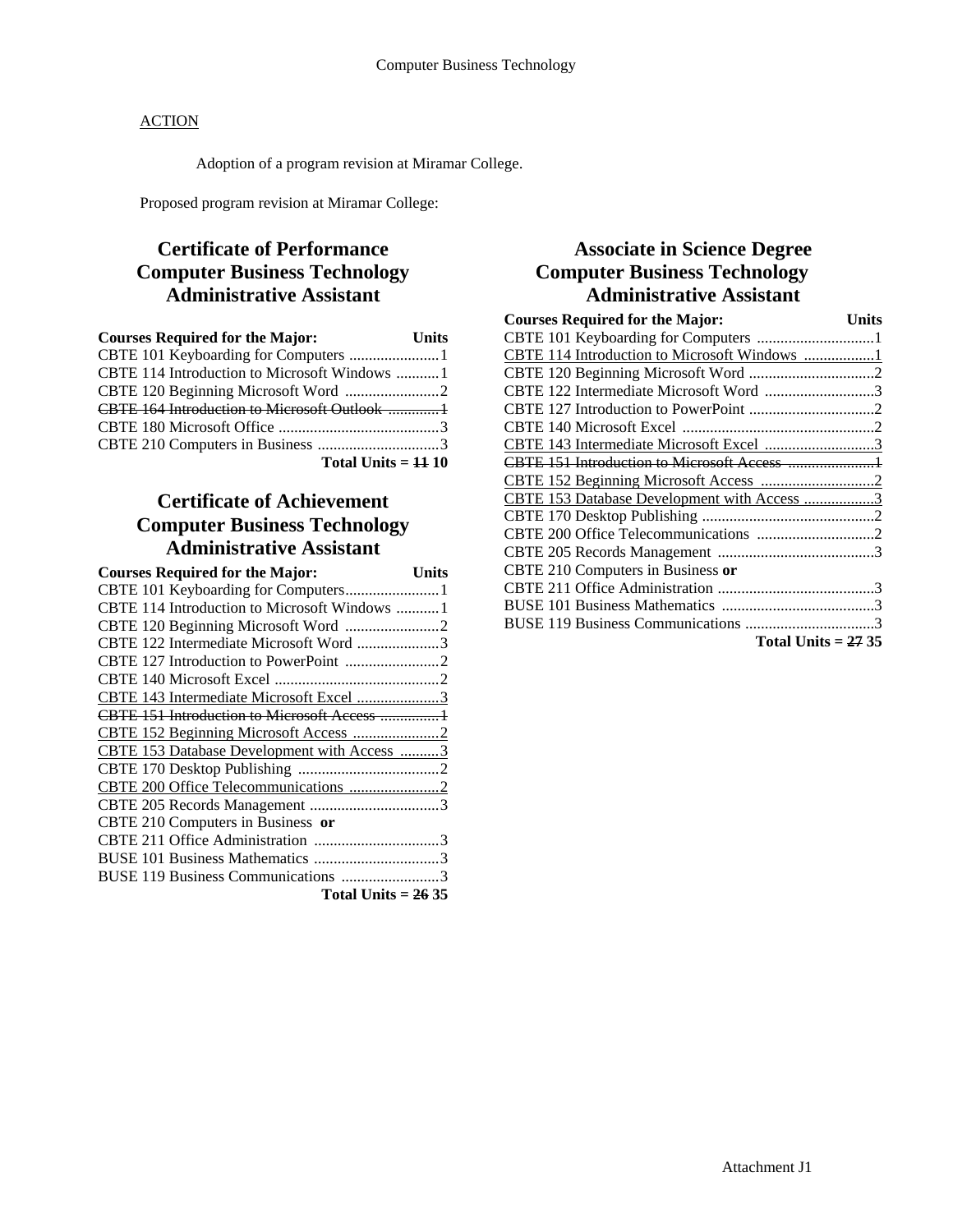ACTION

Adoption of a program revision at Miramar College.

Proposed program revision at Miramar College:

## Certificate of Performance
## Computer Business Technology
## Administrative Assistant

| Courses Required for the Major: | Units |
|---|---|
| CBTE 101 Keyboarding for Computers | 1 |
| CBTE 114 Introduction to Microsoft Windows | 1 |
| CBTE 120 Beginning Microsoft Word | 2 |
| ~~CBTE 164 Introduction to Microsoft Outlook~~ | ~~1~~ |
| CBTE 180 Microsoft Office | 3 |
| CBTE 210 Computers in Business | 3 |
| **Total Units =** | **~~11~~ 10** |

## Certificate of Achievement
## Computer Business Technology
## Administrative Assistant

| Courses Required for the Major: | Units |
|---|---|
| CBTE 101 Keyboarding for Computers | 1 |
| CBTE 114 Introduction to Microsoft Windows | 1 |
| CBTE 120 Beginning Microsoft Word | 2 |
| CBTE 122 Intermediate Microsoft Word | 3 |
| CBTE 127 Introduction to PowerPoint | 2 |
| CBTE 140 Microsoft Excel | 2 |
| <u>CBTE 143 Intermediate Microsoft Excel</u> | <u>3</u> |
| ~~CBTE 151 Introduction to Microsoft Access~~ | ~~1~~ |
| <u>CBTE 152 Beginning Microsoft Access</u> | <u>2</u> |
| <u>CBTE 153 Database Development with Access</u> | <u>3</u> |
| CBTE 170 Desktop Publishing | 2 |
| <u>CBTE 200 Office Telecommunications</u> | <u>2</u> |
| CBTE 205 Records Management | 3 |
| CBTE 210 Computers in Business **or** | |
| CBTE 211 Office Administration | 3 |
| BUSE 101 Business Mathematics | 3 |
| BUSE 119 Business Communications | 3 |
| **Total Units =** | **~~26~~ 35** |

## Associate in Science Degree
## Computer Business Technology
## Administrative Assistant

| Courses Required for the Major: | Units |
|---|---|
| CBTE 101 Keyboarding for Computers | 1 |
| <u>CBTE 114 Introduction to Microsoft Windows</u> | <u>1</u> |
| CBTE 120 Beginning Microsoft Word | 2 |
| CBTE 122 Intermediate Microsoft Word | 3 |
| CBTE 127 Introduction to PowerPoint | 2 |
| CBTE 140 Microsoft Excel | 2 |
| <u>CBTE 143 Intermediate Microsoft Excel</u> | <u>3</u> |
| ~~CBTE 151 Introduction to Microsoft Access~~ | ~~1~~ |
| <u>CBTE 152 Beginning Microsoft Access</u> | <u>2</u> |
| <u>CBTE 153 Database Development with Access</u> | <u>3</u> |
| CBTE 170 Desktop Publishing | 2 |
| CBTE 200 Office Telecommunications | 2 |
| CBTE 205 Records Management | 3 |
| CBTE 210 Computers in Business **or** | |
| CBTE 211 Office Administration | 3 |
| BUSE 101 Business Mathematics | 3 |
| BUSE 119 Business Communications | 3 |
| **Total Units =** | **~~27~~ 35** |

Attachment J1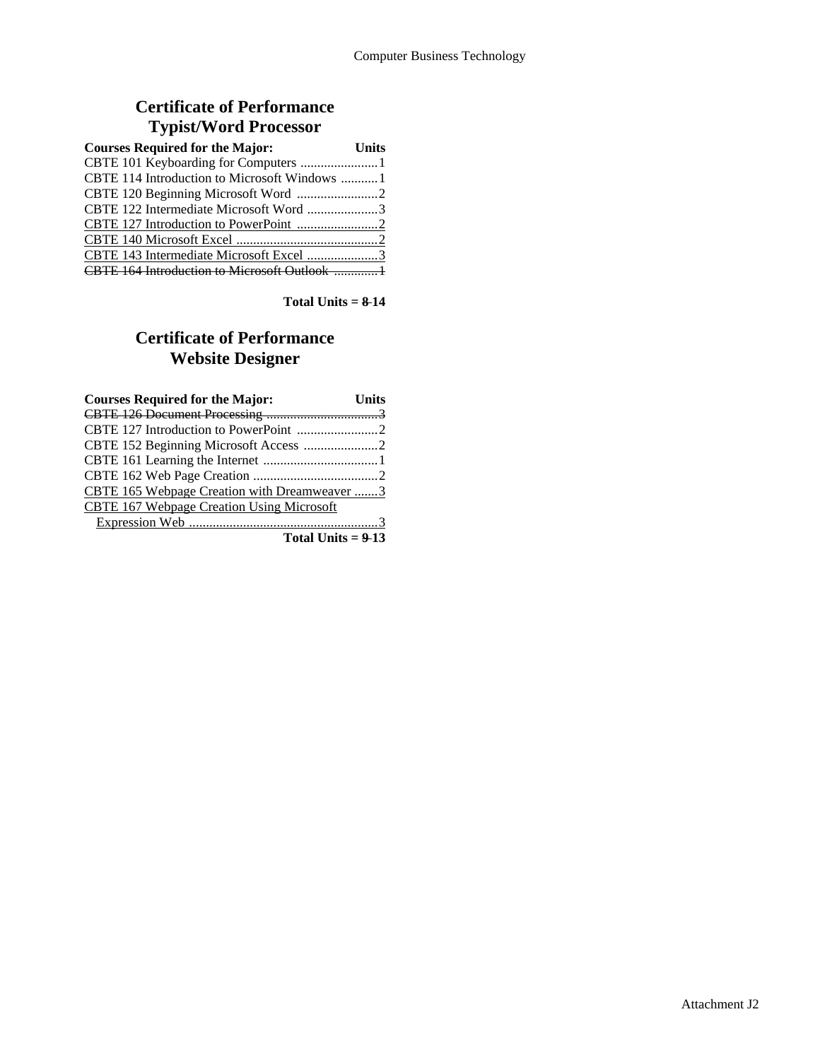## Certificate of Performance
## Typist/Word Processor

| Courses Required for the Major: | Units |
|---|---|
| CBTE 101 Keyboarding for Computers | 1 |
| CBTE 114 Introduction to Microsoft Windows | 1 |
| CBTE 120 Beginning Microsoft Word | 2 |
| CBTE 122 Intermediate Microsoft Word | 3 |
| <u>CBTE 127 Introduction to PowerPoint</u> | <u>2</u> |
| <u>CBTE 140 Microsoft Excel</u> | <u>2</u> |
| <u>CBTE 143 Intermediate Microsoft Excel</u> | <u>3</u> |
| ~~CBTE 164 Introduction to Microsoft Outlook~~ | ~~1~~ |

**Total Units = ~~8~~ 14**

## Certificate of Performance
## Website Designer

| Courses Required for the Major: | Units |
|---|---|
| ~~CBTE 126 Document Processing~~ | ~~3~~ |
| CBTE 127 Introduction to PowerPoint | 2 |
| CBTE 152 Beginning Microsoft Access | 2 |
| CBTE 161 Learning the Internet | 1 |
| CBTE 162 Web Page Creation | 2 |
| <u>CBTE 165 Webpage Creation with Dreamweaver</u> | <u>3</u> |
| <u>CBTE 167 Webpage Creation Using Microsoft Expression Web</u> | <u>3</u> |

**Total Units = ~~9~~ 13**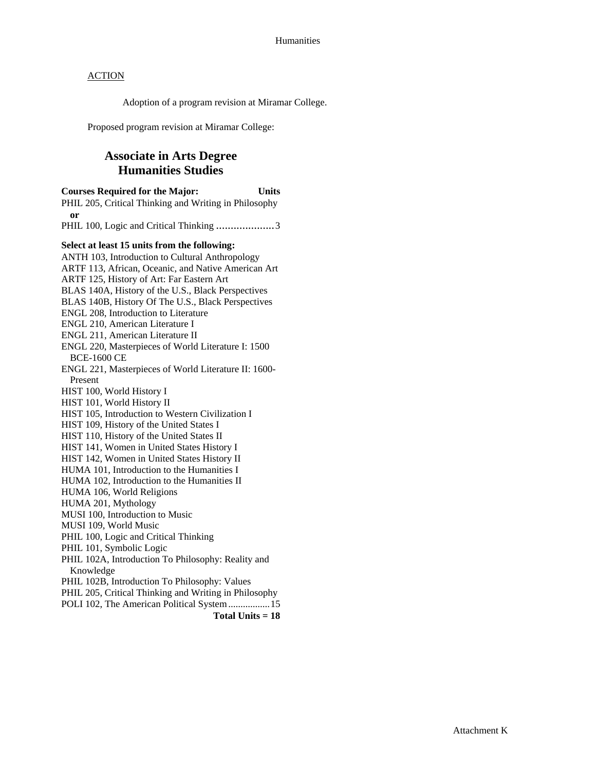<u>ACTION</u>

Adoption of a program revision at Miramar College.

Proposed program revision at Miramar College:

## Associate in Arts Degree
## Humanities Studies

**Courses Required for the Major: Units**

PHIL 205, Critical Thinking and Writing in Philosophy
**or**
PHIL 100, Logic and Critical Thinking .................... 3

**Select at least 15 units from the following:**

ANTH 103, Introduction to Cultural Anthropology
ARTF 113, African, Oceanic, and Native American Art
ARTF 125, History of Art: Far Eastern Art
BLAS 140A, History of the U.S., Black Perspectives
BLAS 140B, History Of The U.S., Black Perspectives
ENGL 208, Introduction to Literature
ENGL 210, American Literature I
ENGL 211, American Literature II
ENGL 220, Masterpieces of World Literature I: 1500 BCE-1600 CE
ENGL 221, Masterpieces of World Literature II: 1600-Present
HIST 100, World History I
HIST 101, World History II
HIST 105, Introduction to Western Civilization I
HIST 109, History of the United States I
HIST 110, History of the United States II
HIST 141, Women in United States History I
HIST 142, Women in United States History II
HUMA 101, Introduction to the Humanities I
HUMA 102, Introduction to the Humanities II
HUMA 106, World Religions
HUMA 201, Mythology
MUSI 100, Introduction to Music
MUSI 109, World Music
PHIL 100, Logic and Critical Thinking
PHIL 101, Symbolic Logic
PHIL 102A, Introduction To Philosophy: Reality and Knowledge
PHIL 102B, Introduction To Philosophy: Values
PHIL 205, Critical Thinking and Writing in Philosophy
POLI 102, The American Political System ................. 15

**Total Units = 18**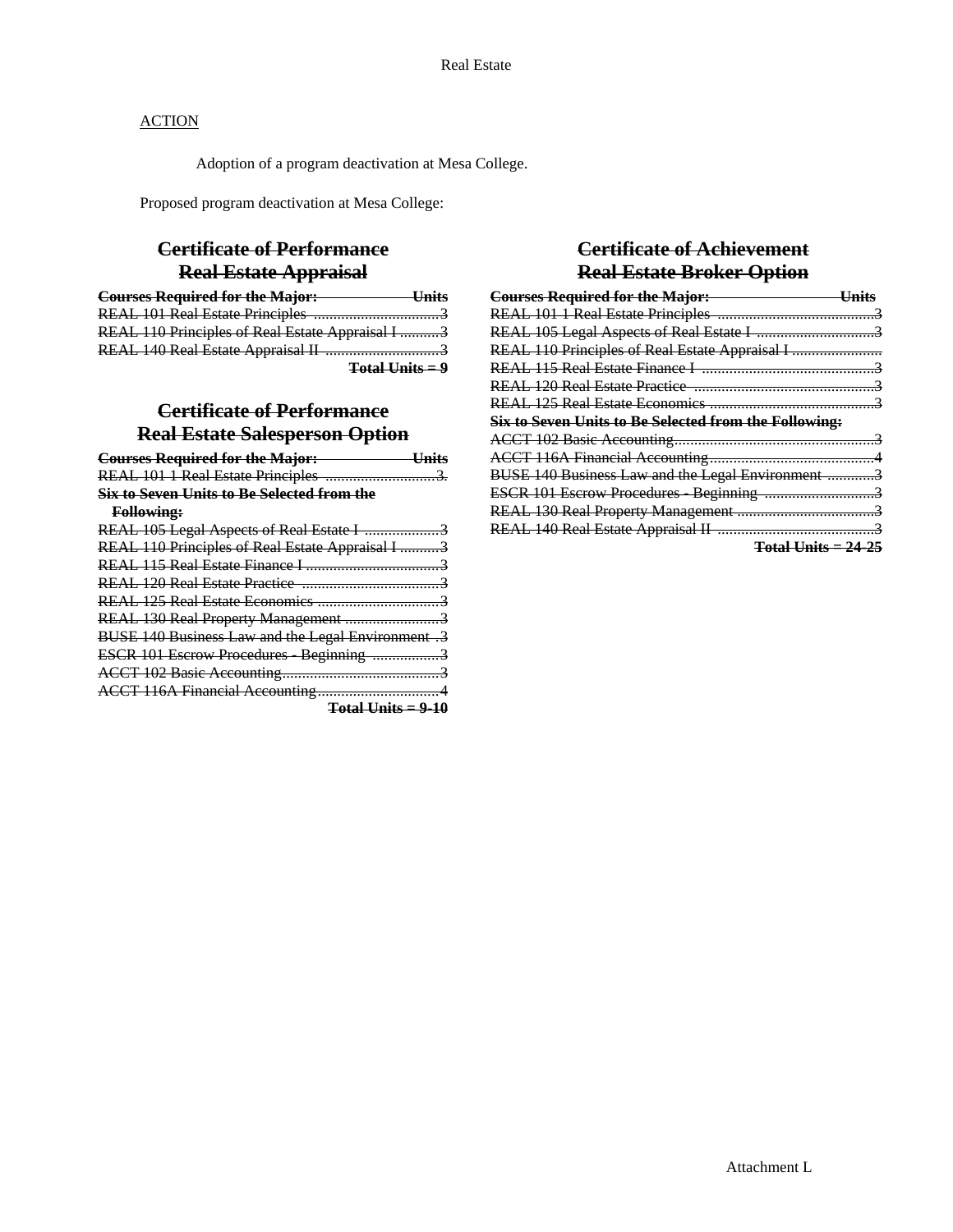Real Estate

ACTION

Adoption of a program deactivation at Mesa College.

Proposed program deactivation at Mesa College:

## ~~Certificate of Performance~~
## ~~Real Estate Appraisal~~

| ~~**Courses Required for the Major:**~~ | ~~**Units**~~ |
|---|---|
| ~~REAL 101 Real Estate Principles~~ | ~~3~~ |
| ~~REAL 110 Principles of Real Estate Appraisal I~~ | ~~3~~ |
| ~~REAL 140 Real Estate Appraisal II~~ | ~~3~~ |
| | ~~**Total Units = 9**~~ |

## ~~Certificate of Performance~~
## ~~Real Estate Salesperson Option~~

| ~~**Courses Required for the Major:**~~ | ~~**Units**~~ |
|---|---|
| ~~REAL 101 1 Real Estate Principles~~ | ~~3.~~ |
| ~~**Six to Seven Units to Be Selected from the Following:**~~ | |
| ~~REAL 105 Legal Aspects of Real Estate I~~ | ~~3~~ |
| ~~REAL 110 Principles of Real Estate Appraisal I~~ | ~~3~~ |
| ~~REAL 115 Real Estate Finance I~~ | ~~3~~ |
| ~~REAL 120 Real Estate Practice~~ | ~~3~~ |
| ~~REAL 125 Real Estate Economics~~ | ~~3~~ |
| ~~REAL 130 Real Property Management~~ | ~~3~~ |
| ~~BUSE 140 Business Law and the Legal Environment~~ | ~~3~~ |
| ~~ESCR 101 Escrow Procedures - Beginning~~ | ~~3~~ |
| ~~ACCT 102 Basic Accounting~~ | ~~3~~ |
| ~~ACCT 116A Financial Accounting~~ | ~~4~~ |
| | ~~**Total Units = 9-10**~~ |

## ~~Certificate of Achievement~~
## ~~Real Estate Broker Option~~

| ~~**Courses Required for the Major:**~~ | ~~**Units**~~ |
|---|---|
| ~~REAL 101 1 Real Estate Principles~~ | ~~3~~ |
| ~~REAL 105 Legal Aspects of Real Estate I~~ | ~~3~~ |
| ~~REAL 110 Principles of Real Estate Appraisal I~~ | |
| ~~REAL 115 Real Estate Finance I~~ | ~~3~~ |
| ~~REAL 120 Real Estate Practice~~ | ~~3~~ |
| ~~REAL 125 Real Estate Economics~~ | ~~3~~ |
| ~~**Six to Seven Units to Be Selected from the Following:**~~ | |
| ~~ACCT 102 Basic Accounting~~ | ~~3~~ |
| ~~ACCT 116A Financial Accounting~~ | ~~4~~ |
| ~~BUSE 140 Business Law and the Legal Environment~~ | ~~3~~ |
| ~~ESCR 101 Escrow Procedures - Beginning~~ | ~~3~~ |
| ~~REAL 130 Real Property Management~~ | ~~3~~ |
| ~~REAL 140 Real Estate Appraisal II~~ | ~~3~~ |
| | ~~**Total Units = 24-25**~~ |

Attachment L